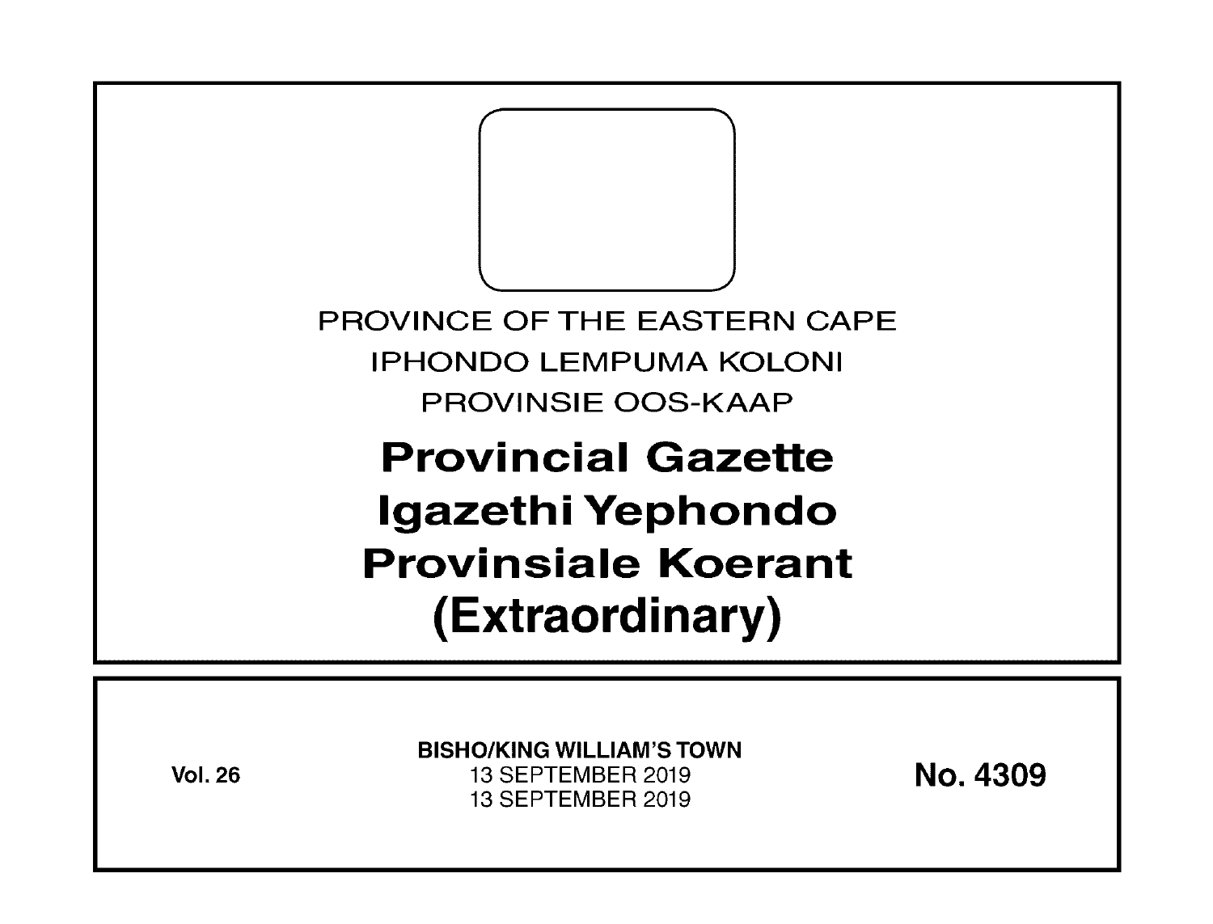PROVINCE OF THE EASTERN CAPE

IPHONDO LEMPUMA KOLONI

PROVINSIE OOS-KAAP

# Provincial Gazette
# Igazethi Yephondo
# Provinsiale Koerant
# (Extraordinary)

**Vol. 26**

**BISHO/KING WILLIAM'S TOWN**

13 SEPTEMBER 2019

13 SEPTEMBER 2019

**No. 4309**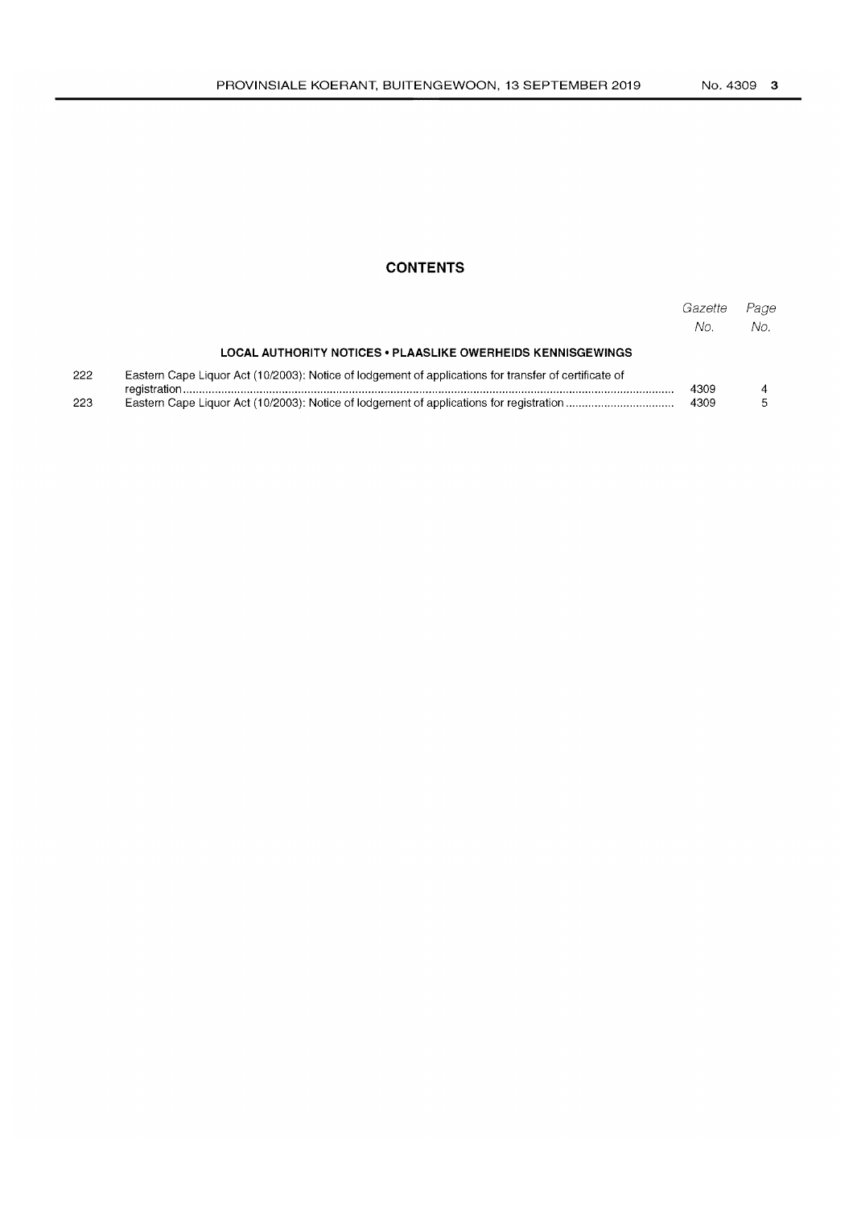# CONTENTS

| | | *Gazette No.* | *Page No.* |
|---|---|---|---|
| | **LOCAL AUTHORITY NOTICES • PLAASLIKE OWERHEIDS KENNISGEWINGS** | | |
| 222 | Eastern Cape Liquor Act (10/2003): Notice of lodgement of applications for transfer of certificate of registration | 4309 | 4 |
| 223 | Eastern Cape Liquor Act (10/2003): Notice of lodgement of applications for registration | 4309 | 5 |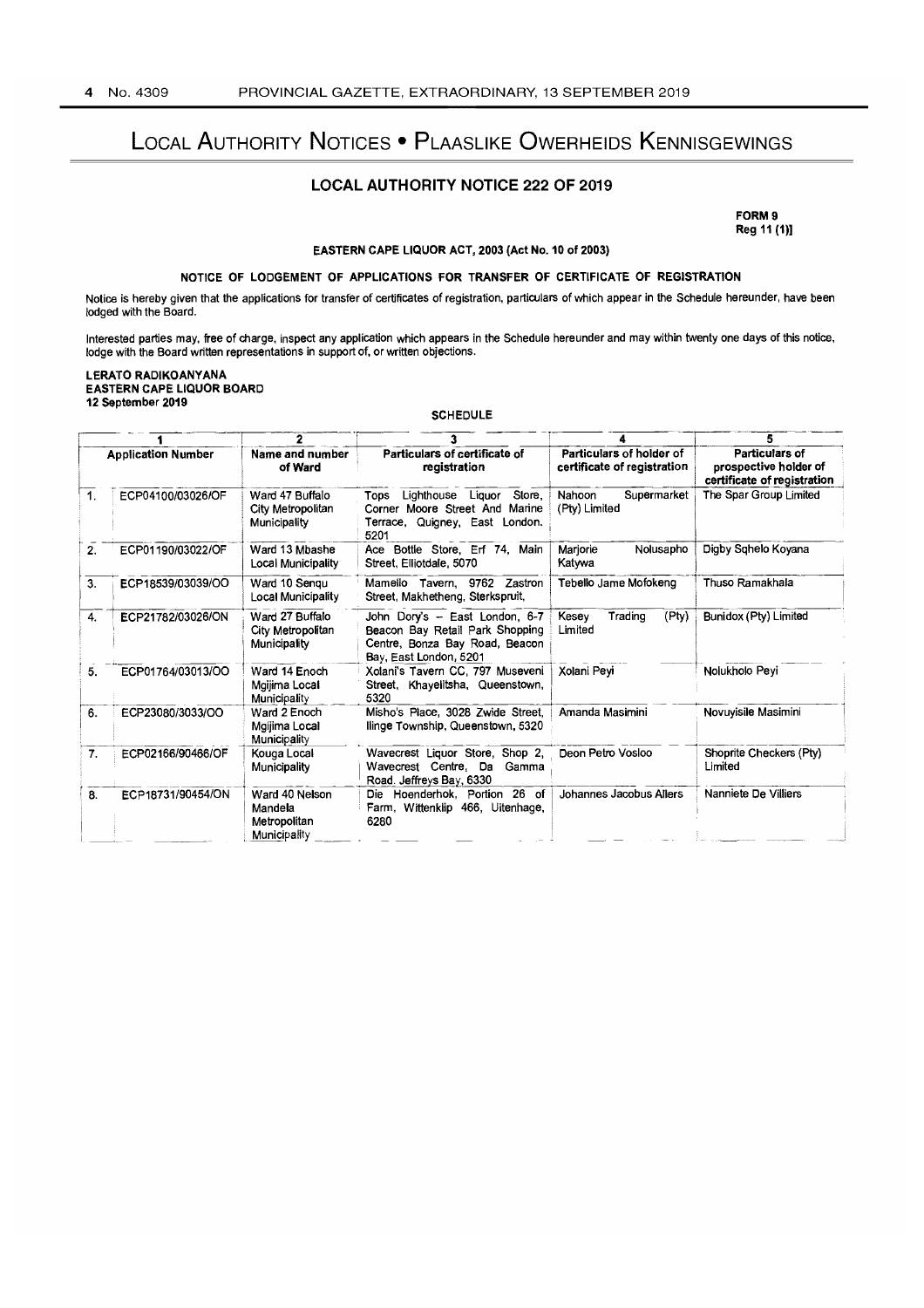# Local Authority Notices • Plaaslike Owerheids Kennisgewings

## LOCAL AUTHORITY NOTICE 222 OF 2019

**FORM 9**
**Reg 11 (1)]**

**EASTERN CAPE LIQUOR ACT, 2003 (Act No. 10 of 2003)**

**NOTICE OF LODGEMENT OF APPLICATIONS FOR TRANSFER OF CERTIFICATE OF REGISTRATION**

Notice is hereby given that the applications for transfer of certificates of registration, particulars of which appear in the Schedule hereunder, have been lodged with the Board.

Interested parties may, free of charge, inspect any application which appears in the Schedule hereunder and may within twenty one days of this notice, lodge with the Board written representations in support of, or written objections.

**LERATO RADIKOANYANA**
**EASTERN CAPE LIQUOR BOARD**
**12 September 2019**

**SCHEDULE**

| | 1 | 2 | 3 | 4 | 5 |
|---|---|---|---|---|---|
| | **Application Number** | **Name and number of Ward** | **Particulars of certificate of registration** | **Particulars of holder of certificate of registration** | **Particulars of prospective holder of certificate of registration** |
| 1. | ECP04100/03026/OF | Ward 47 Buffalo City Metropolitan Municipality | Tops Lighthouse Liquor Store, Corner Moore Street And Marine Terrace, Quigney, East London. 5201 | Nahoon Supermarket (Pty) Limited | The Spar Group Limited |
| 2. | ECP01190/03022/OF | Ward 13 Mbashe Local Municipality | Ace Bottle Store, Erf 74, Main Street, Elliotdale, 5070 | Marjorie Nolusapho Katywa | Digby Sqhelo Koyana |
| 3. | ECP18539/03039/OO | Ward 10 Senqu Local Municipality | Mamello Tavern, 9762 Zastron Street, Makhetheng, Sterkspruit, | Tebello Jame Mofokeng | Thuso Ramakhala |
| 4. | ECP21782/03026/ON | Ward 27 Buffalo City Metropolitan Municipality | John Dory's – East London, 6-7 Beacon Bay Retail Park Shopping Centre, Bonza Bay Road, Beacon Bay, East London, 5201 | Kesey Trading (Pty) Limited | Bunidox (Pty) Limited |
| 5. | ECP01764/03013/OO | Ward 14 Enoch Mgijima Local Municipality | Xolani's Tavern CC, 797 Museveni Street, Khayelitsha, Queenstown, 5320 | Xolani Peyi | Nolukholo Peyi |
| 6. | ECP23080/3033/OO | Ward 2 Enoch Mgijima Local Municipality | Misho's Place, 3028 Zwide Street, Ilinge Township, Queenstown, 5320 | Amanda Masimini | Novuyisile Masimini |
| 7. | ECP02166/90466/OF | Kouga Local Municipality | Wavecrest Liquor Store, Shop 2, Wavecrest Centre, Da Gamma Road, Jeffreys Bay, 6330 | Deon Petro Vosloo | Shoprite Checkers (Pty) Limited |
| 8. | ECP18731/90454/ON | Ward 40 Nelson Mandela Metropolitan Municipality | Die Hoenderhok, Portion 26 of Farm, Wittenklip 466, Uitenhage, 6280 | Johannes Jacobus Allers | Nanniete De Villiers |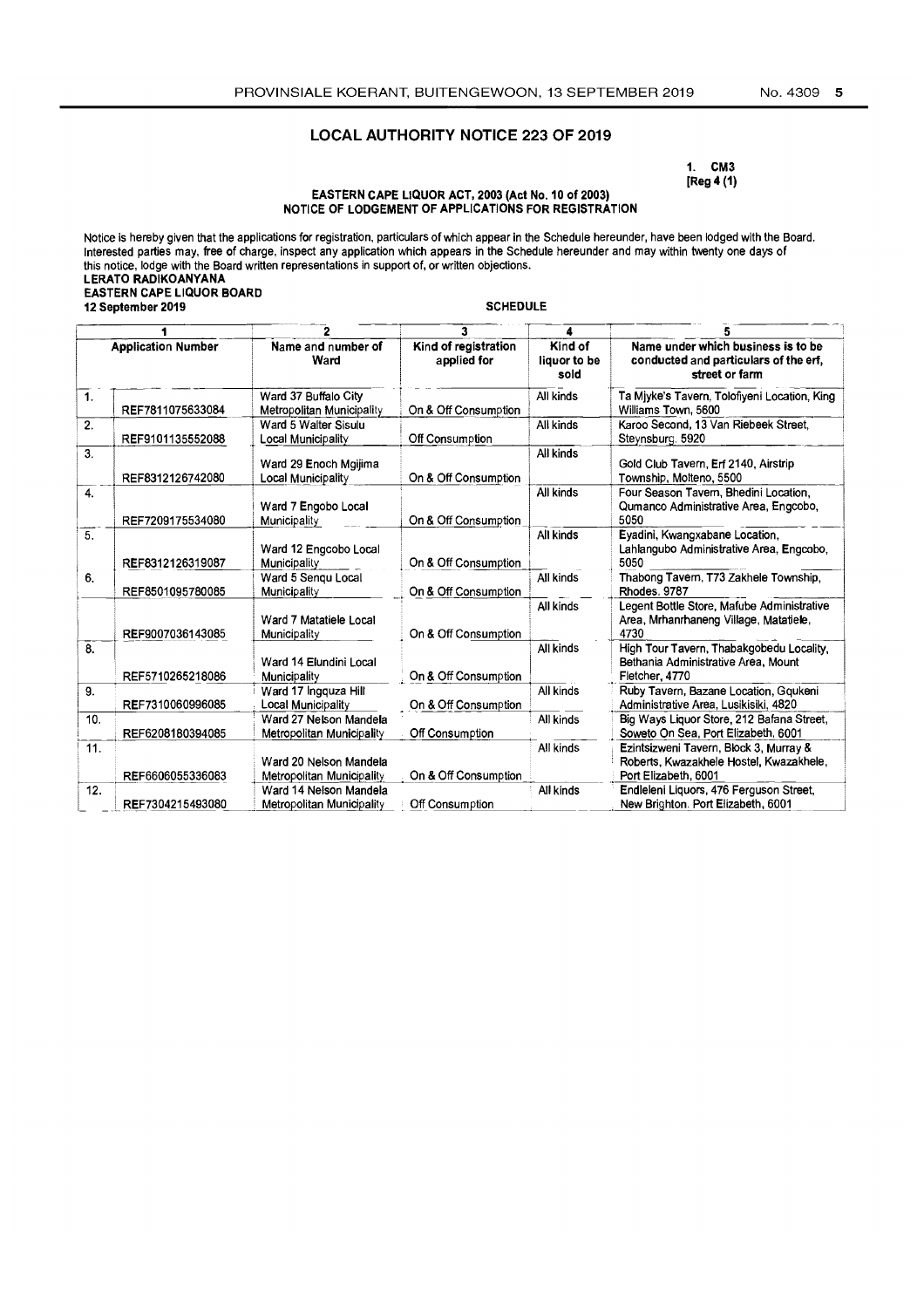## LOCAL AUTHORITY NOTICE 223 OF 2019

**1. CM3**
**[Reg 4 (1)**

**EASTERN CAPE LIQUOR ACT, 2003 (Act No. 10 of 2003)**
**NOTICE OF LODGEMENT OF APPLICATIONS FOR REGISTRATION**

Notice is hereby given that the applications for registration, particulars of which appear in the Schedule hereunder, have been lodged with the Board. Interested parties may, free of charge, inspect any application which appears in the Schedule hereunder and may within twenty one days of this notice, lodge with the Board written representations in support of, or written objections.

**LERATO RADIKOANYANA**
**EASTERN CAPE LIQUOR BOARD**
**12 September 2019**

**SCHEDULE**

| | 1 | 2 | 3 | 4 | 5 |
|---|---|---|---|---|---|
| | **Application Number** | **Name and number of Ward** | **Kind of registration applied for** | **Kind of liquor to be sold** | **Name under which business is to be conducted and particulars of the erf, street or farm** |
| 1. | REF7811075633084 | Ward 37 Buffalo City Metropolitan Municipality | On & Off Consumption | All kinds | Ta Mjyke's Tavern, Tolofiyeni Location, King Williams Town, 5600 |
| 2. | REF9101135552088 | Ward 5 Walter Sisulu Local Municipality | Off Consumption | All kinds | Karoo Second, 13 Van Riebeek Street, Steynsburg, 5920 |
| 3. | REF8312126742080 | Ward 29 Enoch Mgijima Local Municipality | On & Off Consumption | All kinds | Gold Club Tavern, Erf 2140, Airstrip Township, Molteno, 5500 |
| 4. | REF7209175534080 | Ward 7 Engobo Local Municipality | On & Off Consumption | All kinds | Four Season Tavern, Bhedini Location, Qumanco Administrative Area, Engcobo, 5050 |
| 5. | REF8312126319087 | Ward 12 Engcobo Local Municipality | On & Off Consumption | All kinds | Eyadini, Kwangxabane Location, Lahlangubo Administrative Area, Engcobo, 5050 |
| 6. | REF8501095780085 | Ward 5 Senqu Local Municipality | On & Off Consumption | All kinds | Thabong Tavern, T73 Zakhele Township, Rhodes, 9787 |
| | REF9007036143085 | Ward 7 Matatiele Local Municipality | On & Off Consumption | All kinds | Legent Bottle Store, Mafube Administrative Area, Mrhanrhaneng Village, Matatiele, 4730 |
| 8. | REF5710265218086 | Ward 14 Elundini Local Municipality | On & Off Consumption | All kinds | High Tour Tavern, Thabakgobedu Locality, Bethania Administrative Area, Mount Fletcher, 4770 |
| 9. | REF7310060996085 | Ward 17 Ingquza Hill Local Municipality | On & Off Consumption | All kinds | Ruby Tavern, Bazane Location, Gqukeni Administrative Area, Lusikisiki, 4820 |
| 10. | REF6208180394085 | Ward 27 Nelson Mandela Metropolitan Municipality | Off Consumption | All kinds | Big Ways Liquor Store, 212 Bafana Street, Soweto On Sea, Port Elizabeth, 6001 |
| 11. | REF6606055336083 | Ward 20 Nelson Mandela Metropolitan Municipality | On & Off Consumption | All kinds | Ezintsizweni Tavern, Block 3, Murray & Roberts, Kwazakhele Hostel, Kwazakhele, Port Elizabeth, 6001 |
| 12. | REF7304215493080 | Ward 14 Nelson Mandela Metropolitan Municipality | Off Consumption | All kinds | Endleleni Liquors, 476 Ferguson Street, New Brighton, Port Elizabeth, 6001 |